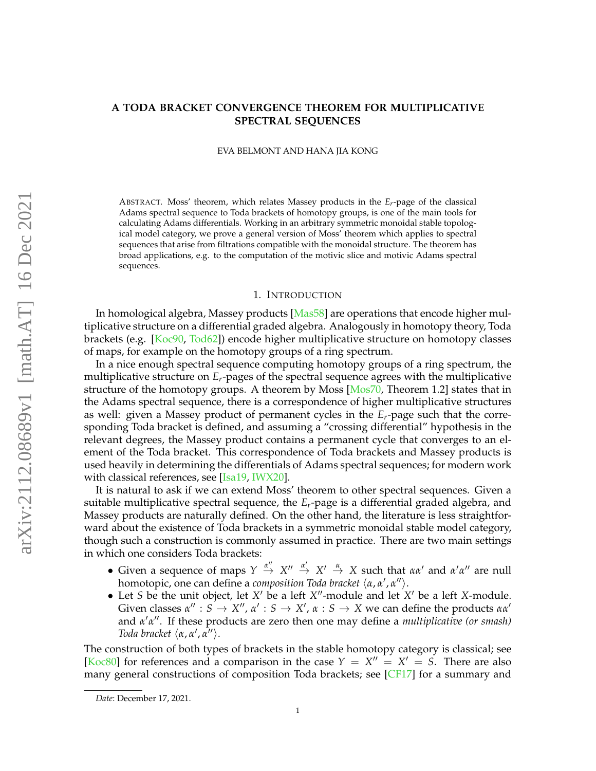# A TODA BRACKET CONVERGENCE THEOREM FOR MULTIPLICATIVE SPECTRAL SEQUENCES

EVA BELMONT AND HANA JIA KONG

ABSTRACT. Moss' theorem, which relates Massey products in the $E_r$-page of the classical Adams spectral sequence to Toda brackets of homotopy groups, is one of the main tools for calculating Adams differentials. Working in an arbitrary symmetric monoidal stable topological model category, we prove a general version of Moss' theorem which applies to spectral sequences that arise from filtrations compatible with the monoidal structure. The theorem has broad applications, e.g. to the computation of the motivic slice and motivic Adams spectral sequences.

## 1. INTRODUCTION

In homological algebra, Massey products [Mas58] are operations that encode higher multiplicative structure on a differential graded algebra. Analogously in homotopy theory, Toda brackets (e.g. [Koc90, Tod62]) encode higher multiplicative structure on homotopy classes of maps, for example on the homotopy groups of a ring spectrum.

In a nice enough spectral sequence computing homotopy groups of a ring spectrum, the multiplicative structure on $E_r$-pages of the spectral sequence agrees with the multiplicative structure of the homotopy groups. A theorem by Moss [Mos70, Theorem 1.2] states that in the Adams spectral sequence, there is a correspondence of higher multiplicative structures as well: given a Massey product of permanent cycles in the $E_r$-page such that the corresponding Toda bracket is defined, and assuming a "crossing differential" hypothesis in the relevant degrees, the Massey product contains a permanent cycle that converges to an element of the Toda bracket. This correspondence of Toda brackets and Massey products is used heavily in determining the differentials of Adams spectral sequences; for modern work with classical references, see [Isa19, IWX20].

It is natural to ask if we can extend Moss' theorem to other spectral sequences. Given a suitable multiplicative spectral sequence, the $E_r$-page is a differential graded algebra, and Massey products are naturally defined. On the other hand, the literature is less straightforward about the existence of Toda brackets in a symmetric monoidal stable model category, though such a construction is commonly assumed in practice. There are two main settings in which one considers Toda brackets:

- Given a sequence of maps $Y \xrightarrow{\alpha''} X'' \xrightarrow{\alpha'} X' \xrightarrow{\alpha} X$ such that $\alpha\alpha'$ and $\alpha'\alpha''$ are null homotopic, one can define a *composition Toda bracket* $\langle \alpha, \alpha', \alpha'' \rangle$.
- Let $S$ be the unit object, let $X'$ be a left $X''$-module and let $X'$ be a left $X$-module. Given classes $\alpha'' : S \to X''$, $\alpha' : S \to X'$, $\alpha : S \to X$ we can define the products $\alpha\alpha'$ and $\alpha'\alpha''$. If these products are zero then one may define a *multiplicative (or smash) Toda bracket* $\langle \alpha, \alpha', \alpha'' \rangle$.

The construction of both types of brackets in the stable homotopy category is classical; see [Koc80] for references and a comparison in the case $Y = X'' = X' = S$. There are also many general constructions of composition Toda brackets; see [CF17] for a summary and

*Date*: December 17, 2021.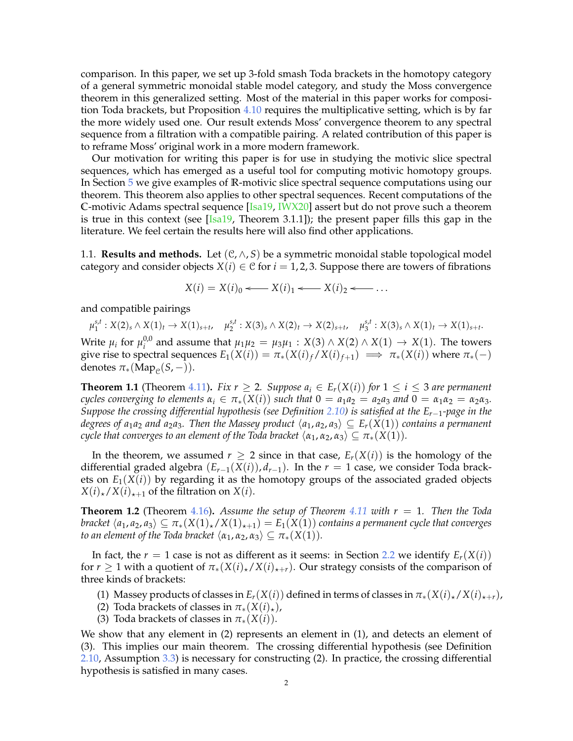comparison. In this paper, we set up 3-fold smash Toda brackets in the homotopy category of a general symmetric monoidal stable model category, and study the Moss convergence theorem in this generalized setting. Most of the material in this paper works for composition Toda brackets, but Proposition 4.10 requires the multiplicative setting, which is by far the more widely used one. Our result extends Moss' convergence theorem to any spectral sequence from a filtration with a compatible pairing. A related contribution of this paper is to reframe Moss' original work in a more modern framework.

Our motivation for writing this paper is for use in studying the motivic slice spectral sequences, which has emerged as a useful tool for computing motivic homotopy groups. In Section 5 we give examples of $\mathbb{R}$-motivic slice spectral sequence computations using our theorem. This theorem also applies to other spectral sequences. Recent computations of the $\mathbb{C}$-motivic Adams spectral sequence [Isa19, IWX20] assert but do not prove such a theorem is true in this context (see [Isa19, Theorem 3.1.1]); the present paper fills this gap in the literature. We feel certain the results here will also find other applications.

### 1.1. **Results and methods.**

Let $(\mathcal{C}, \wedge, S)$ be a symmetric monoidal stable topological model category and consider objects $X(i) \in \mathcal{C}$ for $i = 1, 2, 3$. Suppose there are towers of fibrations

$$X(i) = X(i)_0 \longleftarrow X(i)_1 \longleftarrow X(i)_2 \longleftarrow \dots$$

and compatible pairings

$$\mu_1^{s,t} : X(2)_s \wedge X(1)_t \to X(1)_{s+t}, \quad \mu_2^{s,t} : X(3)_s \wedge X(2)_t \to X(2)_{s+t}, \quad \mu_3^{s,t} : X(3)_s \wedge X(1)_t \to X(1)_{s+t}.$$

Write $\mu_i$ for $\mu_i^{0,0}$ and assume that $\mu_1\mu_2 = \mu_3\mu_1 : X(3) \wedge X(2) \wedge X(1) \to X(1)$. The towers give rise to spectral sequences $E_1(X(i)) = \pi_*(X(i)_f / X(i)_{f+1}) \implies \pi_*(X(i))$ where $\pi_*(-)$ denotes $\pi_*(\mathrm{Map}_{\mathcal{C}}(S, -))$.

**Theorem 1.1** (Theorem 4.11)**.** *Fix $r \geq 2$. Suppose $a_i \in E_r(X(i))$ for $1 \leq i \leq 3$ are permanent cycles converging to elements $\alpha_i \in \pi_*(X(i))$ such that $0 = a_1a_2 = a_2a_3$ and $0 = \alpha_1\alpha_2 = \alpha_2\alpha_3$. Suppose the crossing differential hypothesis (see Definition 2.10) is satisfied at the $E_{r-1}$-page in the degrees of $a_1a_2$ and $a_2a_3$. Then the Massey product $\langle a_1, a_2, a_3\rangle \subseteq E_r(X(1))$ contains a permanent cycle that converges to an element of the Toda bracket $\langle \alpha_1, \alpha_2, \alpha_3\rangle \subseteq \pi_*(X(1))$.*

In the theorem, we assumed $r \geq 2$ since in that case, $E_r(X(i))$ is the homology of the differential graded algebra $(E_{r-1}(X(i)), d_{r-1})$. In the $r = 1$ case, we consider Toda brackets on $E_1(X(i))$ by regarding it as the homotopy groups of the associated graded objects $X(i)_\star / X(i)_{\star+1}$ of the filtration on $X(i)$.

**Theorem 1.2** (Theorem 4.16)**.** *Assume the setup of Theorem 4.11 with $r = 1$. Then the Toda bracket $\langle a_1, a_2, a_3\rangle \subseteq \pi_*(X(1)_\star / X(1)_{\star+1}) = E_1(X(1))$ contains a permanent cycle that converges to an element of the Toda bracket $\langle \alpha_1, \alpha_2, \alpha_3\rangle \subseteq \pi_*(X(1))$.*

In fact, the $r = 1$ case is not as different as it seems: in Section 2.2 we identify $E_r(X(i))$ for $r \geq 1$ with a quotient of $\pi_*(X(i)_\star / X(i)_{\star+r})$. Our strategy consists of the comparison of three kinds of brackets:

1. Massey products of classes in $E_r(X(i))$ defined in terms of classes in $\pi_*(X(i)_\star / X(i)_{\star+r})$,
2. Toda brackets of classes in $\pi_*(X(i)_\star)$,
3. Toda brackets of classes in $\pi_*(X(i))$.

We show that any element in (2) represents an element in (1), and detects an element of (3). This implies our main theorem. The crossing differential hypothesis (see Definition 2.10, Assumption 3.3) is necessary for constructing (2). In practice, the crossing differential hypothesis is satisfied in many cases.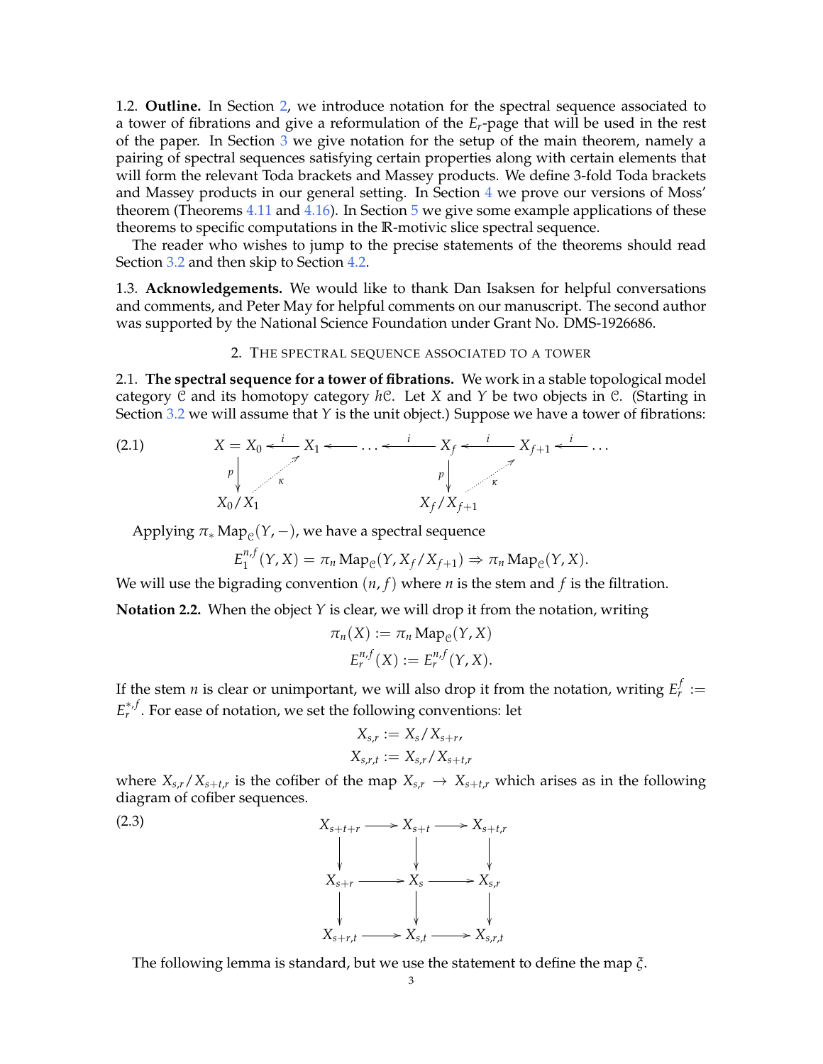1.2. **Outline.** In Section 2, we introduce notation for the spectral sequence associated to a tower of fibrations and give a reformulation of the $E_r$-page that will be used in the rest of the paper. In Section 3 we give notation for the setup of the main theorem, namely a pairing of spectral sequences satisfying certain properties along with certain elements that will form the relevant Toda brackets and Massey products. We define 3-fold Toda brackets and Massey products in our general setting. In Section 4 we prove our versions of Moss' theorem (Theorems 4.11 and 4.16). In Section 5 we give some example applications of these theorems to specific computations in the $\mathbb{R}$-motivic slice spectral sequence.

The reader who wishes to jump to the precise statements of the theorems should read Section 3.2 and then skip to Section 4.2.

1.3. **Acknowledgements.** We would like to thank Dan Isaksen for helpful conversations and comments, and Peter May for helpful comments on our manuscript. The second author was supported by the National Science Foundation under Grant No. DMS-1926686.

## 2. The spectral sequence associated to a tower

2.1. **The spectral sequence for a tower of fibrations.** We work in a stable topological model category $\mathcal{C}$ and its homotopy category $h\mathcal{C}$. Let $X$ and $Y$ be two objects in $\mathcal{C}$. (Starting in Section 3.2 we will assume that $Y$ is the unit object.) Suppose we have a tower of fibrations:

$$\begin{array}{ccccccccc} X = X_0 & \xleftarrow{i} & X_1 & \longleftarrow & \cdots & \xleftarrow{i} & X_f & \xleftarrow{i} & X_{f+1} \xleftarrow{i} \cdots \\ \downarrow p & \nearrow \kappa & & & & & \downarrow p & \nearrow \kappa & \\ X_0/X_1 & & & & & & X_f/X_{f+1} & & \end{array} \tag{2.1}$$

Applying $\pi_* \operatorname{Map}_{\mathcal{C}}(Y, -)$, we have a spectral sequence

$$E_1^{n,f}(Y, X) = \pi_n \operatorname{Map}_{\mathcal{C}}(Y, X_f/X_{f+1}) \Rightarrow \pi_n \operatorname{Map}_{\mathcal{C}}(Y, X).$$

We will use the bigrading convention $(n, f)$ where $n$ is the stem and $f$ is the filtration.

**Notation 2.2.** When the object $Y$ is clear, we will drop it from the notation, writing

$$\pi_n(X) := \pi_n \operatorname{Map}_{\mathcal{C}}(Y, X)$$
$$E_r^{n,f}(X) := E_r^{n,f}(Y, X).$$

If the stem $n$ is clear or unimportant, we will also drop it from the notation, writing $E_r^f := E_r^{*,f}$. For ease of notation, we set the following conventions: let

$$X_{s,r} := X_s/X_{s+r},$$
$$X_{s,r,t} := X_{s,r}/X_{s+t,r}$$

where $X_{s,r}/X_{s+t,r}$ is the cofiber of the map $X_{s,r} \to X_{s+t,r}$ which arises as in the following diagram of cofiber sequences.

$$\begin{array}{ccccc} X_{s+t+r} & \longrightarrow & X_{s+t} & \longrightarrow & X_{s+t,r} \\ \downarrow & & \downarrow & & \downarrow \\ X_{s+r} & \longrightarrow & X_s & \longrightarrow & X_{s,r} \\ \downarrow & & \downarrow & & \downarrow \\ X_{s+r,t} & \longrightarrow & X_{s,t} & \longrightarrow & X_{s,r,t} \end{array} \tag{2.3}$$

The following lemma is standard, but we use the statement to define the map $\xi$.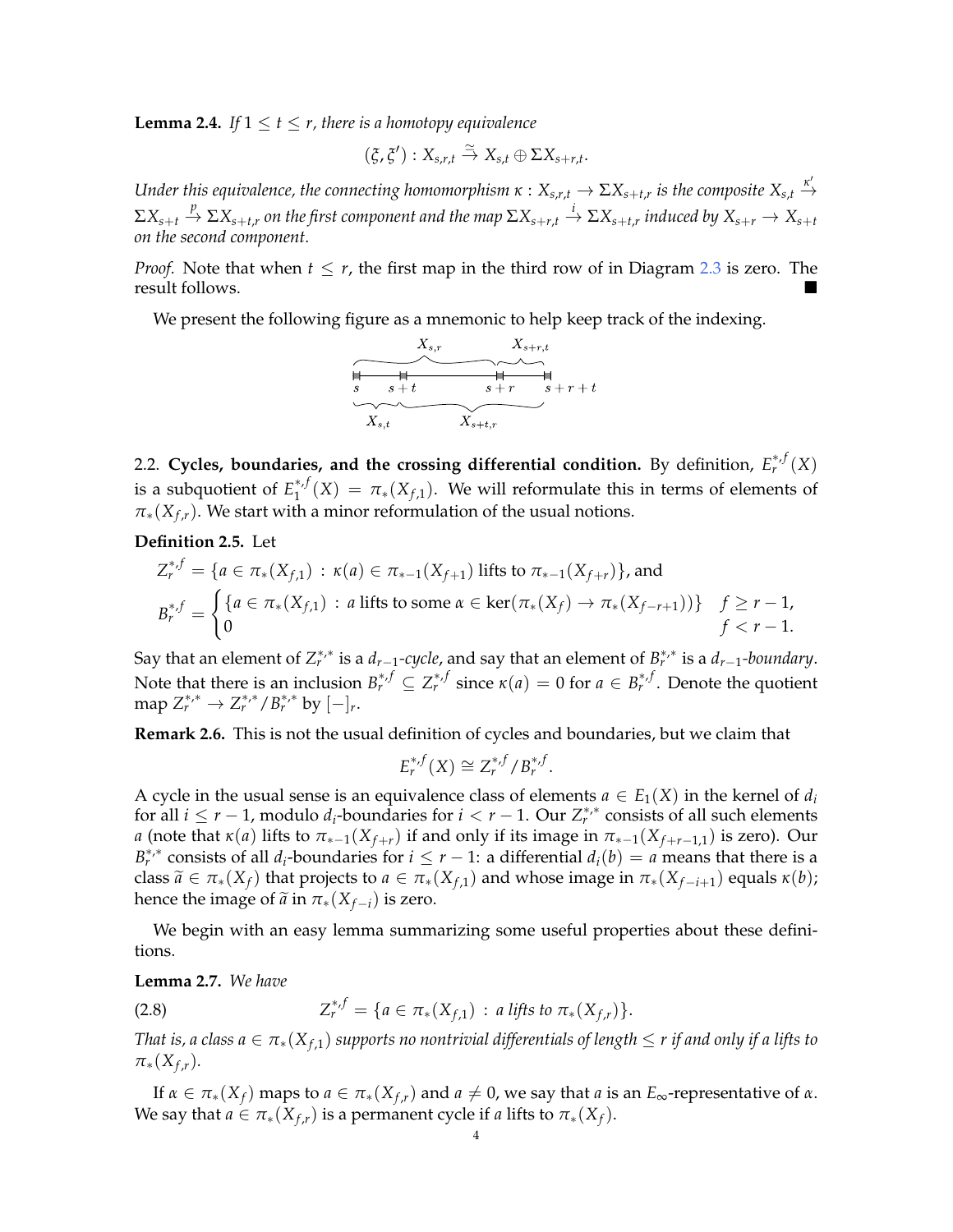**Lemma 2.4.** *If $1 \le t \le r$, there is a homotopy equivalence*

$$(\xi, \xi') : X_{s,r,t} \xrightarrow{\simeq} X_{s,t} \oplus \Sigma X_{s+r,t}.$$

*Under this equivalence, the connecting homomorphism $\kappa : X_{s,r,t} \to \Sigma X_{s+t,r}$ is the composite $X_{s,t} \xrightarrow{\kappa'} \Sigma X_{s+t} \xrightarrow{p} \Sigma X_{s+t,r}$ on the first component and the map $\Sigma X_{s+r,t} \xrightarrow{i} \Sigma X_{s+t,r}$ induced by $X_{s+r} \to X_{s+t}$ on the second component.*

*Proof.* Note that when $t \le r$, the first map in the third row of in Diagram 2.3 is zero. The result follows. ∎

We present the following figure as a mnemonic to help keep track of the indexing.

```
      X_{s,r}                     X_{s+r,t}
 |-------|----------------|-------|
 s      s+t             s+r     s+r+t
 X_{s,t}        X_{s+t,r}
```

2.2. **Cycles, boundaries, and the crossing differential condition.** By definition, $E_r^{*,f}(X)$ is a subquotient of $E_1^{*,f}(X) = \pi_*(X_{f,1})$. We will reformulate this in terms of elements of $\pi_*(X_{f,r})$. We start with a minor reformulation of the usual notions.

**Definition 2.5.** Let

$$Z_r^{*,f} = \{a \in \pi_*(X_{f,1}) \,:\, \kappa(a) \in \pi_{*-1}(X_{f+1}) \text{ lifts to } \pi_{*-1}(X_{f+r})\}, \text{ and}$$

$$B_r^{*,f} = \begin{cases} \{a \in \pi_*(X_{f,1}) \,:\, a \text{ lifts to some } \alpha \in \ker(\pi_*(X_f) \to \pi_*(X_{f-r+1}))\} & f \ge r-1, \\ 0 & f < r-1. \end{cases}$$

Say that an element of $Z_r^{*,*}$ is a $d_{r-1}$-*cycle*, and say that an element of $B_r^{*,*}$ is a $d_{r-1}$-*boundary*. Note that there is an inclusion $B_r^{*,f} \subseteq Z_r^{*,f}$ since $\kappa(a) = 0$ for $a \in B_r^{*,f}$. Denote the quotient map $Z_r^{*,*} \to Z_r^{*,*}/B_r^{*,*}$ by $[-]_r$.

**Remark 2.6.** This is not the usual definition of cycles and boundaries, but we claim that

$$E_r^{*,f}(X) \cong Z_r^{*,f}/B_r^{*,f}.$$

A cycle in the usual sense is an equivalence class of elements $a \in E_1(X)$ in the kernel of $d_i$ for all $i \le r-1$, modulo $d_i$-boundaries for $i < r-1$. Our $Z_r^{*,*}$ consists of all such elements $a$ (note that $\kappa(a)$ lifts to $\pi_{*-1}(X_{f+r})$ if and only if its image in $\pi_{*-1}(X_{f+r-1,1})$ is zero). Our $B_r^{*,*}$ consists of all $d_i$-boundaries for $i \le r-1$: a differential $d_i(b) = a$ means that there is a class $\widetilde{a} \in \pi_*(X_f)$ that projects to $a \in \pi_*(X_{f,1})$ and whose image in $\pi_*(X_{f-i+1})$ equals $\kappa(b)$; hence the image of $\widetilde{a}$ in $\pi_*(X_{f-i})$ is zero.

We begin with an easy lemma summarizing some useful properties about these definitions.

**Lemma 2.7.** *We have*

$$Z_r^{*,f} = \{a \in \pi_*(X_{f,1}) \,:\, a \text{ lifts to } \pi_*(X_{f,r})\}. \tag{2.8}$$

*That is, a class $a \in \pi_*(X_{f,1})$ supports no nontrivial differentials of length $\le r$ if and only if $a$ lifts to $\pi_*(X_{f,r})$.*

If $\alpha \in \pi_*(X_f)$ maps to $a \in \pi_*(X_{f,r})$ and $a \neq 0$, we say that $a$ is an $E_\infty$-representative of $\alpha$. We say that $a \in \pi_*(X_{f,r})$ is a permanent cycle if $a$ lifts to $\pi_*(X_f)$.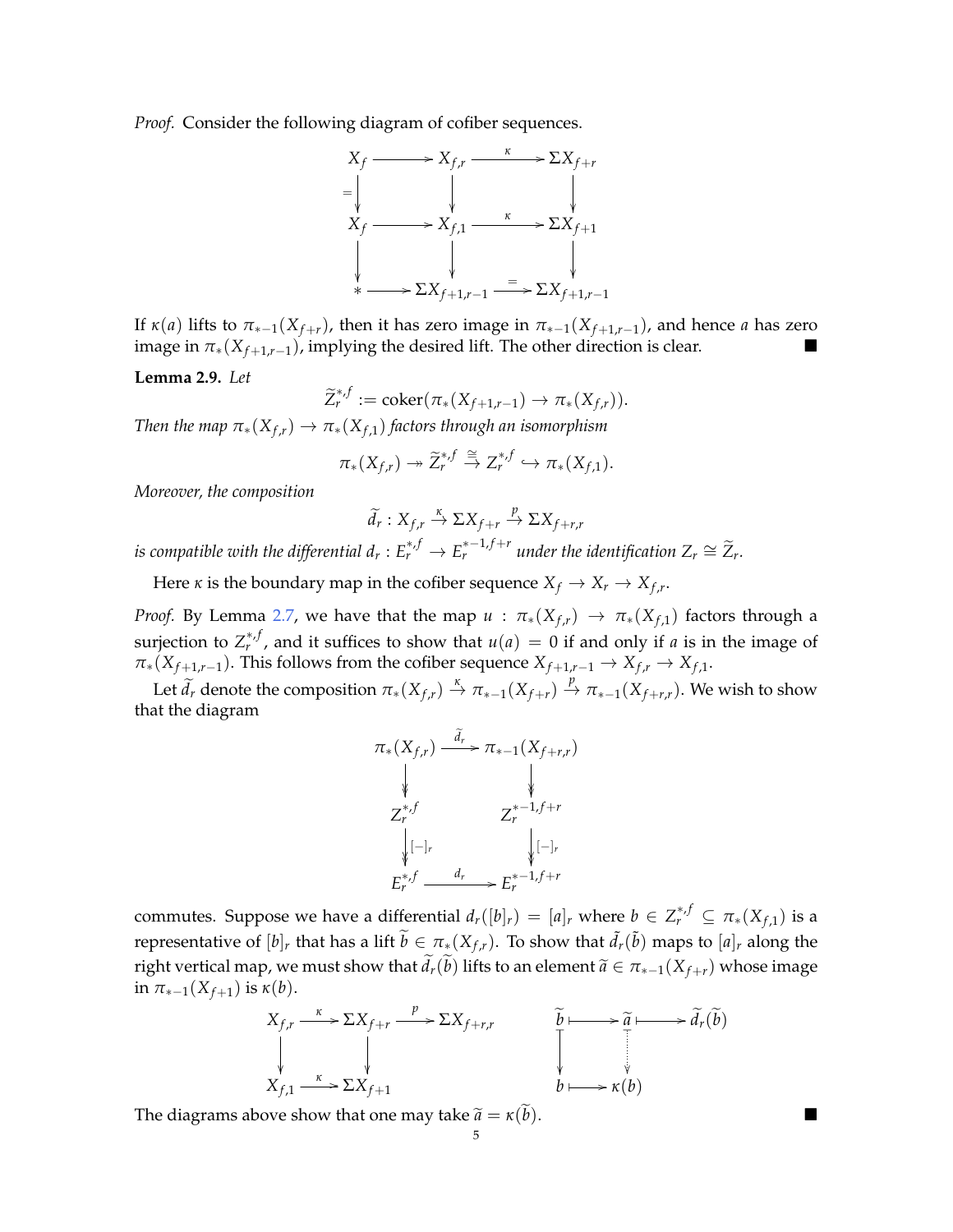*Proof.* Consider the following diagram of cofiber sequences.

$$\begin{array}{ccccc}
X_f & \longrightarrow & X_{f,r} & \xrightarrow{\kappa} & \Sigma X_{f+r} \\
\downarrow{=} & & \downarrow & & \downarrow \\
X_f & \longrightarrow & X_{f,1} & \xrightarrow{\kappa} & \Sigma X_{f+1} \\
\downarrow & & \downarrow & & \downarrow \\
* & \longrightarrow & \Sigma X_{f+1,r-1} & \xrightarrow{=} & \Sigma X_{f+1,r-1}
\end{array}$$

If $\kappa(a)$ lifts to $\pi_{*-1}(X_{f+r})$, then it has zero image in $\pi_{*-1}(X_{f+1,r-1})$, and hence $a$ has zero image in $\pi_*(X_{f+1,r-1})$, implying the desired lift. The other direction is clear. ∎

**Lemma 2.9.** *Let*

$$\widetilde{Z}_r^{*,f} := \operatorname{coker}(\pi_*(X_{f+1,r-1}) \to \pi_*(X_{f,r})).$$

*Then the map $\pi_*(X_{f,r}) \to \pi_*(X_{f,1})$ factors through an isomorphism*

$$\pi_*(X_{f,r}) \twoheadrightarrow \widetilde{Z}_r^{*,f} \overset{\cong}{\to} Z_r^{*,f} \hookrightarrow \pi_*(X_{f,1}).$$

*Moreover, the composition*

$$\widetilde{d}_r : X_{f,r} \xrightarrow{\kappa} \Sigma X_{f+r} \xrightarrow{p} \Sigma X_{f+r,r}$$

*is compatible with the differential $d_r : E_r^{*,f} \to E_r^{*-1,f+r}$ under the identification $Z_r \cong \widetilde{Z}_r$.*

Here $\kappa$ is the boundary map in the cofiber sequence $X_f \to X_r \to X_{f,r}$.

*Proof.* By Lemma 2.7, we have that the map $u : \pi_*(X_{f,r}) \to \pi_*(X_{f,1})$ factors through a surjection to $Z_r^{*,f}$, and it suffices to show that $u(a) = 0$ if and only if $a$ is in the image of $\pi_*(X_{f+1,r-1})$. This follows from the cofiber sequence $X_{f+1,r-1} \to X_{f,r} \to X_{f,1}$.

Let $\widetilde{d}_r$ denote the composition $\pi_*(X_{f,r}) \xrightarrow{\kappa} \pi_{*-1}(X_{f+r}) \xrightarrow{p} \pi_{*-1}(X_{f+r,r})$. We wish to show that the diagram

$$\begin{array}{ccc}
\pi_*(X_{f,r}) & \xrightarrow{\widetilde{d}_r} & \pi_{*-1}(X_{f+r,r}) \\
\downarrow & & \downarrow \\
Z_r^{*,f} & & Z_r^{*-1,f+r} \\
\downarrow{[-]_r} & & \downarrow{[-]_r} \\
E_r^{*,f} & \xrightarrow{d_r} & E_r^{*-1,f+r}
\end{array}$$

commutes. Suppose we have a differential $d_r([b]_r) = [a]_r$ where $b \in Z_r^{*,f} \subseteq \pi_*(X_{f,1})$ is a representative of $[b]_r$ that has a lift $\widetilde{b} \in \pi_*(X_{f,r})$. To show that $\tilde{d}_r(\tilde{b})$ maps to $[a]_r$ along the right vertical map, we must show that $\widetilde{d}_r(\widetilde{b})$ lifts to an element $\widetilde{a} \in \pi_{*-1}(X_{f+r})$ whose image in $\pi_{*-1}(X_{f+1})$ is $\kappa(b)$.

$$\begin{array}{ccccc}
X_{f,r} & \xrightarrow{\kappa} & \Sigma X_{f+r} & \xrightarrow{p} & \Sigma X_{f+r,r} \\
\downarrow & & \downarrow & & \\
X_{f,1} & \xrightarrow{\kappa} & \Sigma X_{f+1} & &
\end{array}
\qquad
\begin{array}{ccccc}
\widetilde{b} & \longmapsto & \widetilde{a} & \longmapsto & \widetilde{d}_r(\widetilde{b}) \\
\downarrow & & \vdots & & \\
b & \longmapsto & \kappa(b) & &
\end{array}$$

The diagrams above show that one may take $\widetilde{a} = \kappa(\widetilde{b})$. ∎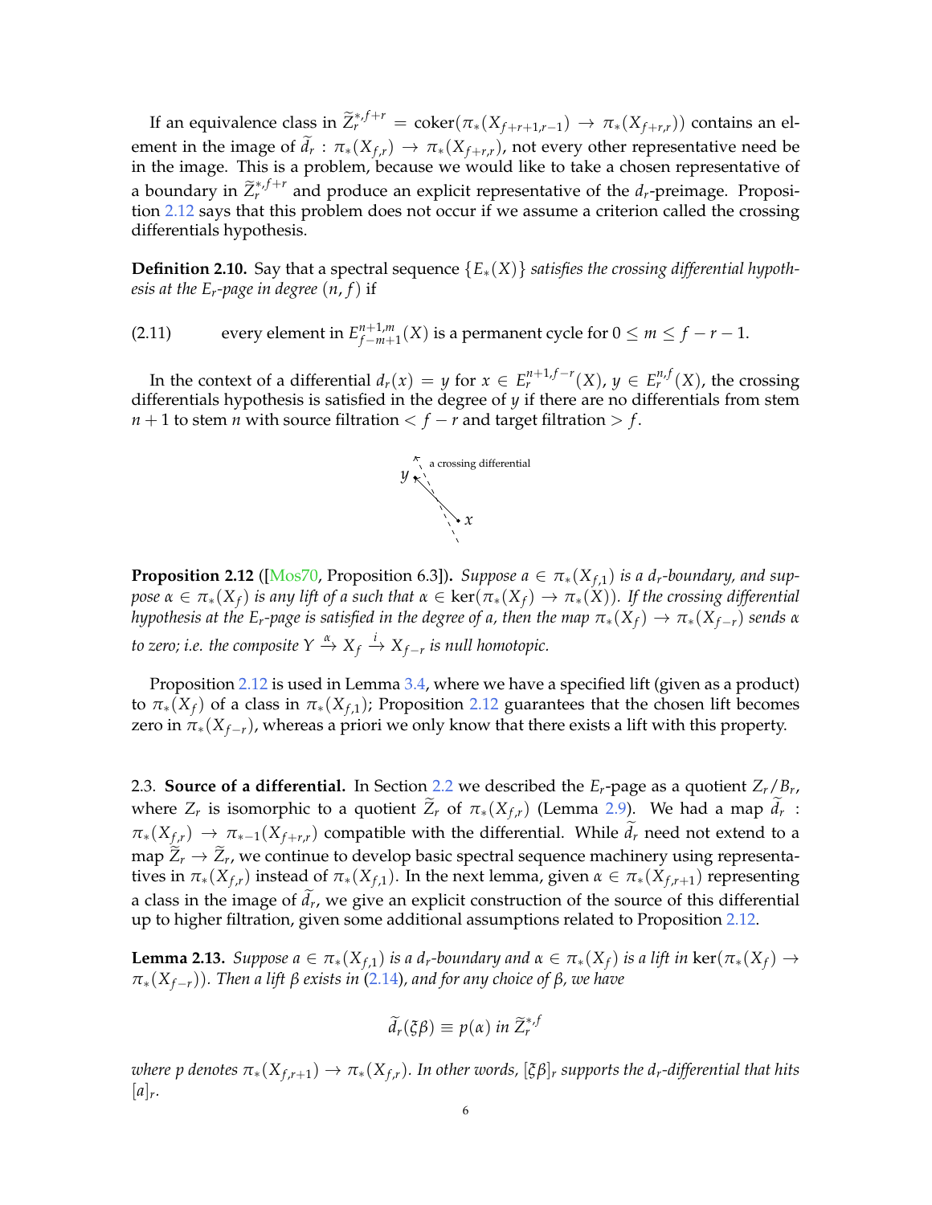If an equivalence class in $\widetilde{Z}_r^{*,f+r} = \operatorname{coker}(\pi_*(X_{f+r+1,r-1}) \to \pi_*(X_{f+r,r}))$ contains an element in the image of $\widetilde{d}_r : \pi_*(X_{f,r}) \to \pi_*(X_{f+r,r})$, not every other representative need be in the image. This is a problem, because we would like to take a chosen representative of a boundary in $\widetilde{Z}_r^{*,f+r}$ and produce an explicit representative of the $d_r$-preimage. Proposition 2.12 says that this problem does not occur if we assume a criterion called the crossing differentials hypothesis.

**Definition 2.10.** *Say that a spectral sequence $\{E_*(X)\}$ satisfies the crossing differential hypothesis at the $E_r$-page in degree $(n,f)$ if*

$$\text{every element in } E_{f-m+1}^{n+1,m}(X) \text{ is a permanent cycle for } 0 \le m \le f-r-1. \tag{2.11}$$

In the context of a differential $d_r(x) = y$ for $x \in E_r^{n+1,f-r}(X)$, $y \in E_r^{n,f}(X)$, the crossing differentials hypothesis is satisfied in the degree of $y$ if there are no differentials from stem $n+1$ to stem $n$ with source filtration $< f-r$ and target filtration $> f$.

a crossing differential

$y$ $x$

**Proposition 2.12** ([Mos70, Proposition 6.3])**.** *Suppose $a \in \pi_*(X_{f,1})$ is a $d_r$-boundary, and suppose $\alpha \in \pi_*(X_f)$ is any lift of $a$ such that $\alpha \in \ker(\pi_*(X_f) \to \pi_*(X))$. If the crossing differential hypothesis at the $E_r$-page is satisfied in the degree of $a$, then the map $\pi_*(X_f) \to \pi_*(X_{f-r})$ sends $\alpha$ to zero; i.e. the composite $Y \xrightarrow{\alpha} X_f \xrightarrow{i} X_{f-r}$ is null homotopic.*

Proposition 2.12 is used in Lemma 3.4, where we have a specified lift (given as a product) to $\pi_*(X_f)$ of a class in $\pi_*(X_{f,1})$; Proposition 2.12 guarantees that the chosen lift becomes zero in $\pi_*(X_{f-r})$, whereas a priori we only know that there exists a lift with this property.

2.3. **Source of a differential.** In Section 2.2 we described the $E_r$-page as a quotient $Z_r/B_r$, where $Z_r$ is isomorphic to a quotient $\widetilde{Z}_r$ of $\pi_*(X_{f,r})$ (Lemma 2.9). We had a map $\widetilde{d}_r : \pi_*(X_{f,r}) \to \pi_{*-1}(X_{f+r,r})$ compatible with the differential. While $\widetilde{d}_r$ need not extend to a map $\widetilde{Z}_r \to \widetilde{Z}_r$, we continue to develop basic spectral sequence machinery using representatives in $\pi_*(X_{f,r})$ instead of $\pi_*(X_{f,1})$. In the next lemma, given $\alpha \in \pi_*(X_{f,r+1})$ representing a class in the image of $\widetilde{d}_r$, we give an explicit construction of the source of this differential up to higher filtration, given some additional assumptions related to Proposition 2.12.

**Lemma 2.13.** *Suppose $a \in \pi_*(X_{f,1})$ is a $d_r$-boundary and $\alpha \in \pi_*(X_f)$ is a lift in $\ker(\pi_*(X_f) \to \pi_*(X_{f-r}))$. Then a lift $\beta$ exists in (2.14), and for any choice of $\beta$, we have*

$$\widetilde{d}_r(\xi\beta) \equiv p(\alpha) \text{ in } \widetilde{Z}_r^{*,f}$$

*where $p$ denotes $\pi_*(X_{f,r+1}) \to \pi_*(X_{f,r})$. In other words, $[\xi\beta]_r$ supports the $d_r$-differential that hits $[a]_r$.*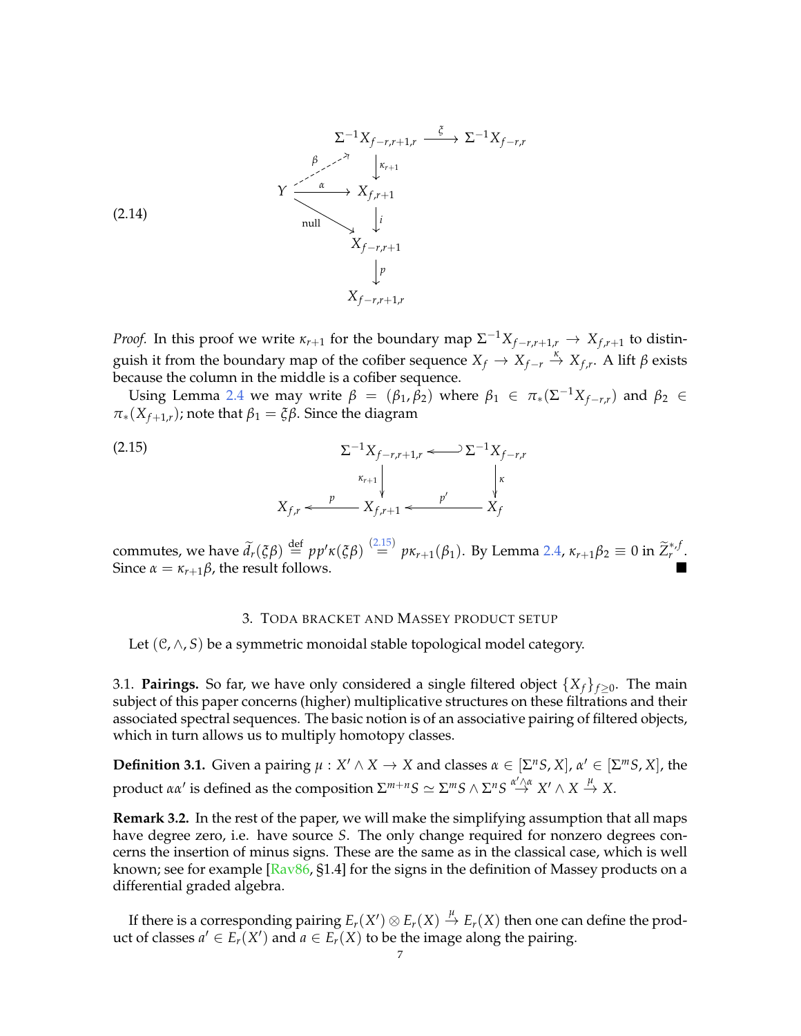$$
(2.14)\qquad
\begin{array}{ccccc}
 & & \Sigma^{-1}X_{f-r,r+1,r} & \xrightarrow{\ \xi\ } & \Sigma^{-1}X_{f-r,r} \\
 & {\scriptstyle\beta}\nearrow & \downarrow{\scriptstyle\kappa_{r+1}} & & \\
Y & \xrightarrow{\ \alpha\ } & X_{f,r+1} & & \\
 & {\scriptstyle\text{null}}\searrow & \downarrow{\scriptstyle i} & & \\
 & & X_{f-r,r+1} & & \\
 & & \downarrow{\scriptstyle p} & & \\
 & & X_{f-r+1,r} & &
\end{array}
$$

*Proof.* In this proof we write $\kappa_{r+1}$ for the boundary map $\Sigma^{-1}X_{f-r,r+1,r} \to X_{f,r+1}$ to distinguish it from the boundary map of the cofiber sequence $X_f \to X_{f-r} \xrightarrow{\kappa} X_{f,r}$. A lift $\beta$ exists because the column in the middle is a cofiber sequence.

Using Lemma 2.4 we may write $\beta = (\beta_1, \beta_2)$ where $\beta_1 \in \pi_*(\Sigma^{-1}X_{f-r,r})$ and $\beta_2 \in \pi_*(X_{f+1,r})$; note that $\beta_1 = \xi\beta$. Since the diagram

$$
(2.15)\qquad
\begin{array}{ccccc}
 & & \Sigma^{-1}X_{f-r,r+1,r} & \hookleftarrow & \Sigma^{-1}X_{f-r,r} \\
 & & \downarrow{\scriptstyle\kappa_{r+1}} & & \downarrow{\scriptstyle\kappa} \\
X_{f,r} & \xleftarrow{\ p\ } & X_{f,r+1} & \xleftarrow{\ p'\ } & X_f
\end{array}
$$

commutes, we have $\widetilde{d}_r(\xi\beta) \overset{\text{def}}{=} pp'\kappa(\xi\beta) \overset{(2.15)}{=} p\kappa_{r+1}(\beta_1)$. By Lemma 2.4, $\kappa_{r+1}\beta_2 \equiv 0$ in $\widetilde{Z}_r^{*,f}$. Since $\alpha = \kappa_{r+1}\beta$, the result follows. ∎

## 3. Toda bracket and Massey product setup

Let $(\mathcal{C}, \wedge, S)$ be a symmetric monoidal stable topological model category.

3.1. **Pairings.** So far, we have only considered a single filtered object $\{X_f\}_{f\geq 0}$. The main subject of this paper concerns (higher) multiplicative structures on these filtrations and their associated spectral sequences. The basic notion is of an associative pairing of filtered objects, which in turn allows us to multiply homotopy classes.

**Definition 3.1.** Given a pairing $\mu : X' \wedge X \to X$ and classes $\alpha \in [\Sigma^n S, X]$, $\alpha' \in [\Sigma^m S, X]$, the product $\alpha\alpha'$ is defined as the composition $\Sigma^{m+n}S \simeq \Sigma^m S \wedge \Sigma^n S \xrightarrow{\alpha' \wedge \alpha} X' \wedge X \xrightarrow{\mu} X$.

**Remark 3.2.** In the rest of the paper, we will make the simplifying assumption that all maps have degree zero, i.e. have source $S$. The only change required for nonzero degrees concerns the insertion of minus signs. These are the same as in the classical case, which is well known; see for example [Rav86, §1.4] for the signs in the definition of Massey products on a differential graded algebra.

If there is a corresponding pairing $E_r(X') \otimes E_r(X) \xrightarrow{\mu} E_r(X)$ then one can define the product of classes $a' \in E_r(X')$ and $a \in E_r(X)$ to be the image along the pairing.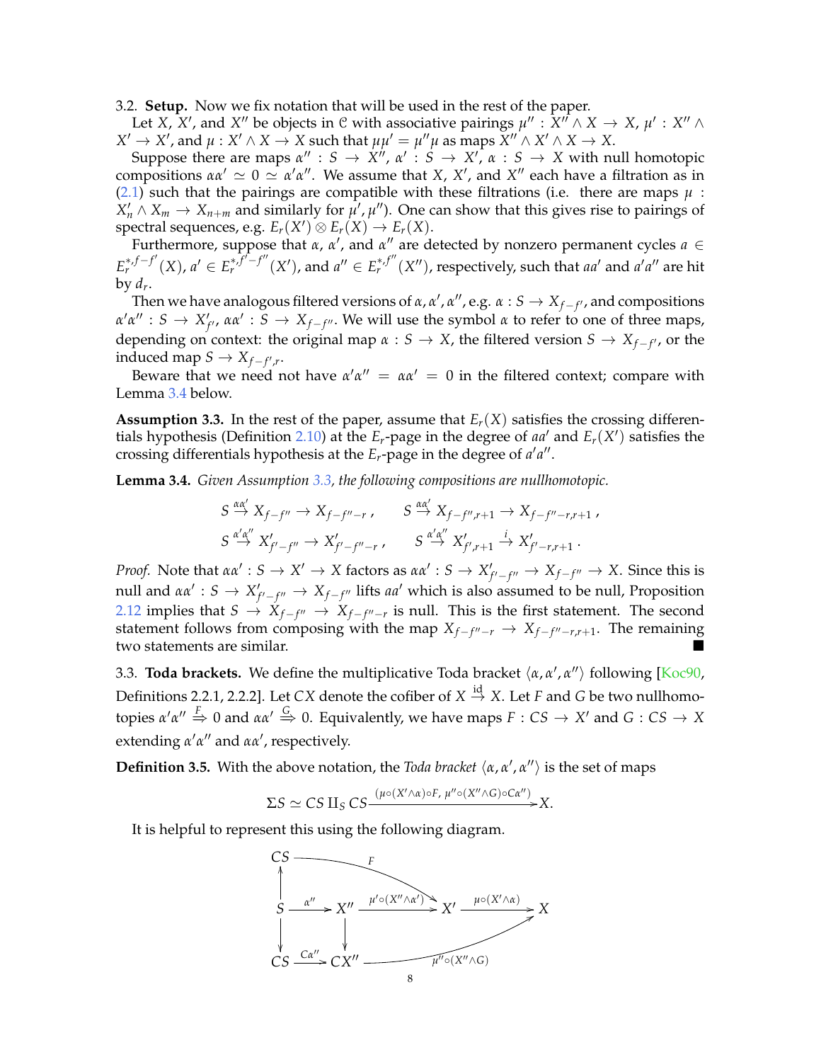3.2. **Setup.** Now we fix notation that will be used in the rest of the paper.

Let $X$, $X'$, and $X''$ be objects in $\mathcal{C}$ with associative pairings $\mu'' : X'' \wedge X \to X$, $\mu' : X'' \wedge X' \to X'$, and $\mu : X' \wedge X \to X$ such that $\mu\mu' = \mu''\mu$ as maps $X'' \wedge X' \wedge X \to X$.

Suppose there are maps $\alpha'' : S \to X''$, $\alpha' : S \to X'$, $\alpha : S \to X$ with null homotopic compositions $\alpha\alpha' \simeq 0 \simeq \alpha'\alpha''$. We assume that $X$, $X'$, and $X''$ each have a filtration as in (2.1) such that the pairings are compatible with these filtrations (i.e. there are maps $\mu : X'_n \wedge X_m \to X_{n+m}$ and similarly for $\mu', \mu''$). One can show that this gives rise to pairings of spectral sequences, e.g. $E_r(X') \otimes E_r(X) \to E_r(X)$.

Furthermore, suppose that $\alpha$, $\alpha'$, and $\alpha''$ are detected by nonzero permanent cycles $a \in E_r^{*,f-f'}(X)$, $a' \in E_r^{*,f'-f''}(X')$, and $a'' \in E_r^{*,f''}(X'')$, respectively, such that $aa'$ and $a'a''$ are hit by $d_r$.

Then we have analogous filtered versions of $\alpha, \alpha', \alpha''$, e.g. $\alpha : S \to X_{f-f'}$, and compositions $\alpha'\alpha'' : S \to X'_{f'}$, $\alpha\alpha' : S \to X_{f-f''}$. We will use the symbol $\alpha$ to refer to one of three maps, depending on context: the original map $\alpha : S \to X$, the filtered version $S \to X_{f-f'}$, or the induced map $S \to X_{f-f',r}$.

Beware that we need not have $\alpha'\alpha'' = \alpha\alpha' = 0$ in the filtered context; compare with Lemma 3.4 below.

**Assumption 3.3.** In the rest of the paper, assume that $E_r(X)$ satisfies the crossing differentials hypothesis (Definition 2.10) at the $E_r$-page in the degree of $aa'$ and $E_r(X')$ satisfies the crossing differentials hypothesis at the $E_r$-page in the degree of $a'a''$.

**Lemma 3.4.** *Given Assumption 3.3, the following compositions are nullhomotopic.*

$$S \overset{\alpha\alpha'}{\to} X_{f-f''} \to X_{f-f''-r}\,, \qquad S \overset{\alpha\alpha'}{\to} X_{f-f'',r+1} \to X_{f-f''-r,r+1}\,,$$
$$S \overset{\alpha'\alpha''}{\to} X'_{f'-f''} \to X'_{f'-f''-r}\,, \qquad S \overset{\alpha'\alpha''}{\to} X'_{f',r+1} \overset{i}{\to} X'_{f'-r,r+1}\,.$$

*Proof.* Note that $\alpha\alpha' : S \to X' \to X$ factors as $\alpha\alpha' : S \to X'_{f'-f''} \to X_{f-f''} \to X$. Since this is null and $\alpha\alpha' : S \to X'_{f'-f''} \to X_{f-f''}$ lifts $aa'$ which is also assumed to be null, Proposition 2.12 implies that $S \to X_{f-f''} \to X_{f-f''-r}$ is null. This is the first statement. The second statement follows from composing with the map $X_{f-f''-r} \to X_{f-f''-r,r+1}$. The remaining two statements are similar. ∎

3.3. **Toda brackets.** We define the multiplicative Toda bracket $\langle \alpha, \alpha', \alpha'' \rangle$ following [Koc90, Definitions 2.2.1, 2.2.2]. Let $CX$ denote the cofiber of $X \overset{\text{id}}{\to} X$. Let $F$ and $G$ be two nullhomotopies $\alpha'\alpha'' \overset{F}{\Rightarrow} 0$ and $\alpha\alpha' \overset{G}{\Rightarrow} 0$. Equivalently, we have maps $F : CS \to X'$ and $G : CS \to X$ extending $\alpha'\alpha''$ and $\alpha\alpha'$, respectively.

**Definition 3.5.** With the above notation, the *Toda bracket* $\langle \alpha, \alpha', \alpha'' \rangle$ is the set of maps

$$\Sigma S \simeq CS \amalg_S CS \xrightarrow{(\mu\circ(X'\wedge\alpha)\circ F,\ \mu''\circ(X''\wedge G)\circ C\alpha'')} X.$$

It is helpful to represent this using the following diagram.

$$\begin{array}{ccccccc}
CS & & \xrightarrow{\quad\quad\quad F \quad\quad\quad} & & X' & & \\
\uparrow & & & & & & \\
S & \xrightarrow{\alpha''} & X'' & \xrightarrow{\mu'\circ(X''\wedge\alpha')} & X' & \xrightarrow{\mu\circ(X'\wedge\alpha)} & X \\
\downarrow & & \downarrow & & & & \\
CS & \xrightarrow{C\alpha''} & CX'' & & \xrightarrow{\quad \mu''\circ(X''\wedge G) \quad} & & X
\end{array}$$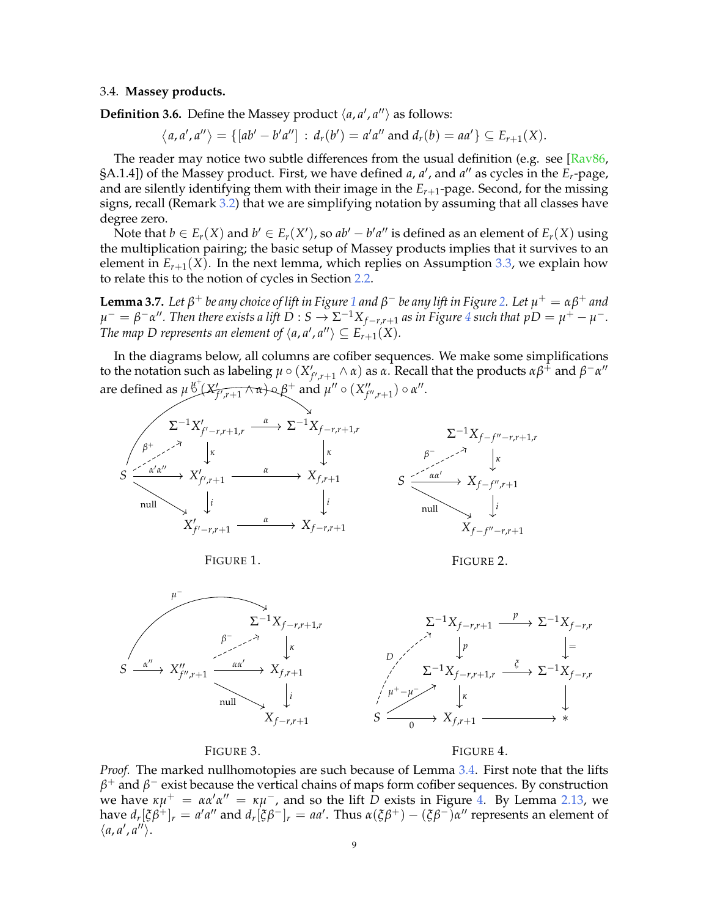### 3.4. Massey products.

**Definition 3.6.** Define the Massey product $\langle a, a', a'' \rangle$ as follows:

$$\langle a, a', a'' \rangle = \{[ab' - b'a''] : d_r(b') = a'a'' \text{ and } d_r(b) = aa'\} \subseteq E_{r+1}(X).$$

The reader may notice two subtle differences from the usual definition (e.g. see [Rav86, §A.1.4]) of the Massey product. First, we have defined $a$, $a'$, and $a''$ as cycles in the $E_r$-page, and are silently identifying them with their image in the $E_{r+1}$-page. Second, for the missing signs, recall (Remark 3.2) that we are simplifying notation by assuming that all classes have degree zero.

Note that $b \in E_r(X)$ and $b' \in E_r(X')$, so $ab' - b'a''$ is defined as an element of $E_r(X)$ using the multiplication pairing; the basic setup of Massey products implies that it survives to an element in $E_{r+1}(X)$. In the next lemma, which replies on Assumption 3.3, we explain how to relate this to the notion of cycles in Section 2.2.

**Lemma 3.7.** *Let $\beta^+$ be any choice of lift in Figure 1 and $\beta^-$ be any lift in Figure 2. Let $\mu^+ = \alpha\beta^+$ and $\mu^- = \beta^-\alpha''$. Then there exists a lift $D : S \to \Sigma^{-1}X_{f-r,r+1}$ as in Figure 4 such that $pD = \mu^+ - \mu^-$. The map $D$ represents an element of $\langle a, a', a'' \rangle \subseteq E_{r+1}(X)$.*

In the diagrams below, all columns are cofiber sequences. We make some simplifications to the notation such as labeling $\mu \circ (X'_{f',r+1} \wedge \alpha)$ as $\alpha$. Recall that the products $\alpha\beta^+$ and $\beta^-\alpha''$ are defined as $\mu \circ (X'_{f',r+1} \wedge \alpha) \circ \beta^+$ and $\mu'' \circ (X''_{f'',r+1}) \circ \alpha''$.

FIGURE 1.

FIGURE 2.

FIGURE 3.

FIGURE 4.

*Proof.* The marked nullhomotopies are such because of Lemma 3.4. First note that the lifts $\beta^+$ and $\beta^-$ exist because the vertical chains of maps form cofiber sequences. By construction we have $\kappa\mu^+ = \alpha\alpha'\alpha'' = \kappa\mu^-$, and so the lift $D$ exists in Figure 4. By Lemma 2.13, we have $d_r[\xi\beta^+]_r = a'a''$ and $d_r[\xi\beta^-]_r = aa'$. Thus $\alpha(\xi\beta^+) - (\xi\beta^-)\alpha''$ represents an element of $\langle a, a', a'' \rangle$.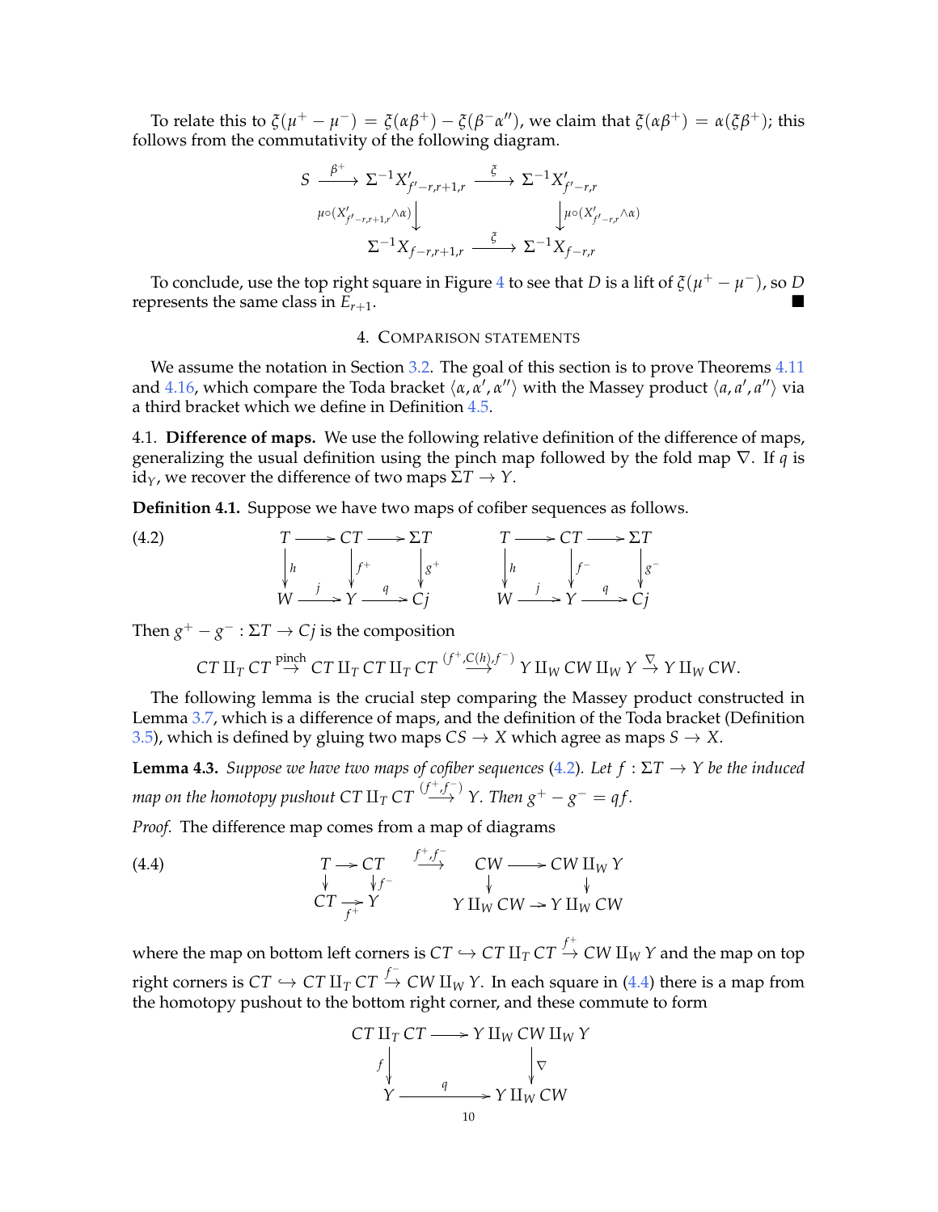To relate this to $\xi(\mu^+ - \mu^-) = \xi(\alpha\beta^+) - \xi(\beta^-\alpha'')$, we claim that $\xi(\alpha\beta^+) = \alpha(\xi\beta^+)$; this follows from the commutativity of the following diagram.

$$
\begin{array}{ccccc}
S & \xrightarrow{\beta^+} & \Sigma^{-1}X'_{f'-r,r+1,r} & \xrightarrow{\xi} & \Sigma^{-1}X'_{f'-r,r} \\
& & \Big\downarrow{\scriptstyle \mu\circ(X'_{f'-r,r+1,r}\wedge\alpha)} & & \Big\downarrow{\scriptstyle \mu\circ(X'_{f'-r,r}\wedge\alpha)} \\
& & \Sigma^{-1}X_{f-r,r+1,r} & \xrightarrow{\xi} & \Sigma^{-1}X_{f-r,r}
\end{array}
$$

To conclude, use the top right square in Figure 4 to see that $D$ is a lift of $\xi(\mu^+ - \mu^-)$, so $D$ represents the same class in $E_{r+1}$. ∎

## 4. Comparison statements

We assume the notation in Section 3.2. The goal of this section is to prove Theorems 4.11 and 4.16, which compare the Toda bracket $\langle \alpha, \alpha', \alpha'' \rangle$ with the Massey product $\langle a, a', a'' \rangle$ via a third bracket which we define in Definition 4.5.

### 4.1. Difference of maps.

We use the following relative definition of the difference of maps, generalizing the usual definition using the pinch map followed by the fold map $\nabla$. If $q$ is $\mathrm{id}_Y$, we recover the difference of two maps $\Sigma T \to Y$.

**Definition 4.1.** Suppose we have two maps of cofiber sequences as follows.

$$
(4.2)\qquad
\begin{array}{ccccc}
T & \longrightarrow & CT & \longrightarrow & \Sigma T \\
\Big\downarrow{\scriptstyle h} & & \Big\downarrow{\scriptstyle f^+} & & \Big\downarrow{\scriptstyle g^+} \\
W & \xrightarrow{j} & Y & \xrightarrow{q} & Cj
\end{array}
\qquad\qquad
\begin{array}{ccccc}
T & \longrightarrow & CT & \longrightarrow & \Sigma T \\
\Big\downarrow{\scriptstyle h} & & \Big\downarrow{\scriptstyle f^-} & & \Big\downarrow{\scriptstyle g^-} \\
W & \xrightarrow{j} & Y & \xrightarrow{q} & Cj
\end{array}
$$

Then $g^+ - g^- : \Sigma T \to Cj$ is the composition

$$
CT \amalg_T CT \overset{\text{pinch}}{\to} CT \amalg_T CT \amalg_T CT \overset{(f^+, C(h), f^-)}{\longrightarrow} Y \amalg_W CW \amalg_W Y \overset{\nabla}{\to} Y \amalg_W CW.
$$

The following lemma is the crucial step comparing the Massey product constructed in Lemma 3.7, which is a difference of maps, and the definition of the Toda bracket (Definition 3.5), which is defined by gluing two maps $CS \to X$ which agree as maps $S \to X$.

**Lemma 4.3.** *Suppose we have two maps of cofiber sequences* (4.2)*. Let $f : \Sigma T \to Y$ be the induced map on the homotopy pushout $CT \amalg_T CT \overset{(f^+, f^-)}{\longrightarrow} Y$. Then $g^+ - g^- = qf$.*

*Proof.* The difference map comes from a map of diagrams

$$
(4.4)\qquad
\begin{array}{ccc}
T & \to & CT \\
\downarrow & & \downarrow{\scriptstyle f^-} \\
CT & \xrightarrow[f^+]{} & Y
\end{array}
\quad \overset{f^+, f^-}{\longrightarrow} \quad
\begin{array}{ccc}
CW & \longrightarrow & CW \amalg_W Y \\
\downarrow & & \downarrow \\
Y \amalg_W CW & \to & Y \amalg_W CW
\end{array}
$$

where the map on bottom left corners is $CT \hookrightarrow CT \amalg_T CT \overset{f^+}{\to} CW \amalg_W Y$ and the map on top right corners is $CT \hookrightarrow CT \amalg_T CT \overset{f^-}{\to} CW \amalg_W Y$. In each square in (4.4) there is a map from the homotopy pushout to the bottom right corner, and these commute to form

$$
\begin{array}{ccc}
CT \amalg_T CT & \longrightarrow & Y \amalg_W CW \amalg_W Y \\
\Big\downarrow{\scriptstyle f} & & \Big\downarrow{\scriptstyle \nabla} \\
Y & \xrightarrow{q} & Y \amalg_W CW
\end{array}
$$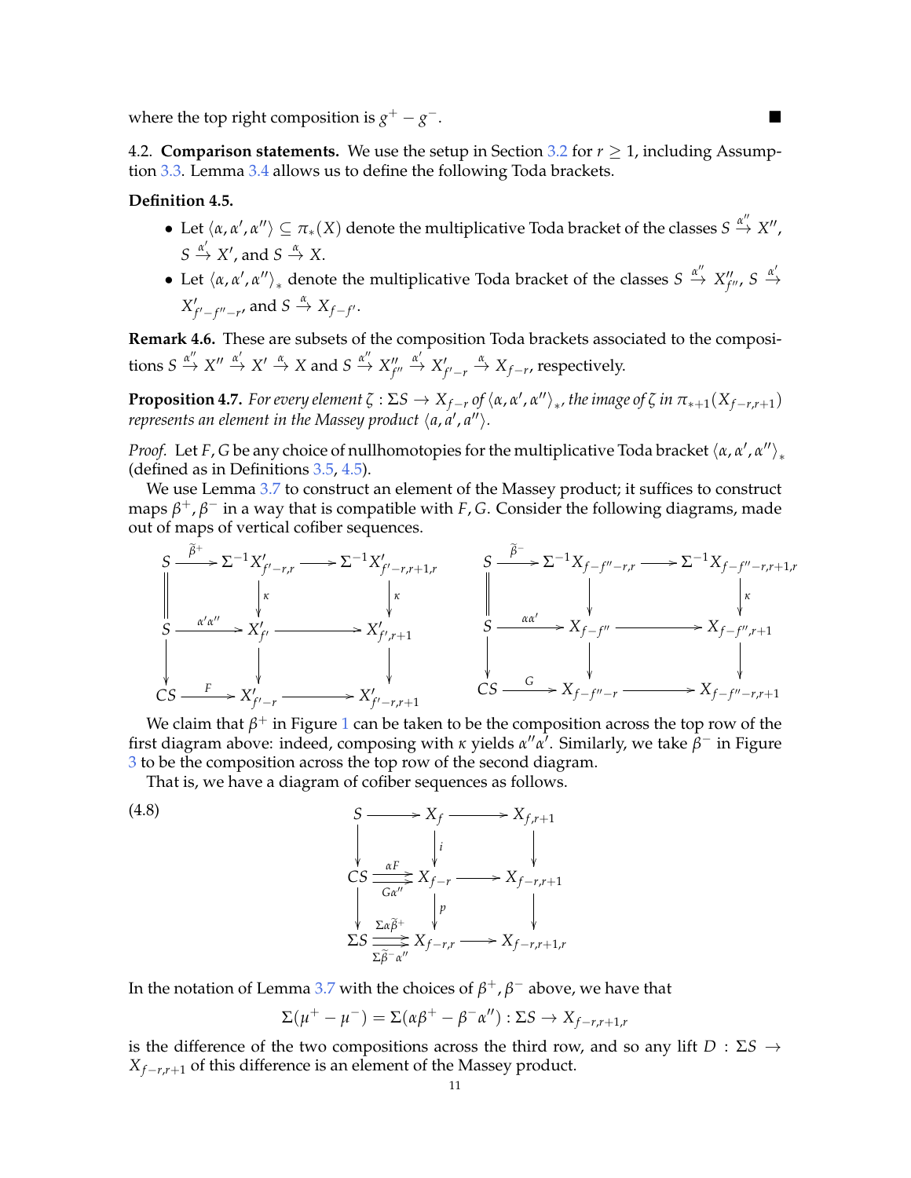where the top right composition is $g^+ - g^-$. ■

4.2. **Comparison statements.** We use the setup in Section 3.2 for $r \geq 1$, including Assumption 3.3. Lemma 3.4 allows us to define the following Toda brackets.

**Definition 4.5.**

- Let $\langle \alpha, \alpha', \alpha'' \rangle \subseteq \pi_*(X)$ denote the multiplicative Toda bracket of the classes $S \xrightarrow{\alpha''} X''$, $S \xrightarrow{\alpha'} X'$, and $S \xrightarrow{\alpha} X$.
- Let $\langle \alpha, \alpha', \alpha'' \rangle_*$ denote the multiplicative Toda bracket of the classes $S \xrightarrow{\alpha''} X''_{f''}$, $S \xrightarrow{\alpha'} X'_{f'-f''-r}$, and $S \xrightarrow{\alpha} X_{f-f'}$.

**Remark 4.6.** These are subsets of the composition Toda brackets associated to the compositions $S \xrightarrow{\alpha''} X'' \xrightarrow{\alpha'} X' \xrightarrow{\alpha} X$ and $S \xrightarrow{\alpha''} X''_{f''} \xrightarrow{\alpha'} X'_{f'-r} \xrightarrow{\alpha} X_{f-r}$, respectively.

**Proposition 4.7.** *For every element $\zeta : \Sigma S \to X_{f-r}$ of $\langle \alpha, \alpha', \alpha'' \rangle_*$, the image of $\zeta$ in $\pi_{*+1}(X_{f-r,r+1})$ represents an element in the Massey product $\langle a, a', a'' \rangle$.*

*Proof.* Let $F, G$ be any choice of nullhomotopies for the multiplicative Toda bracket $\langle \alpha, \alpha', \alpha'' \rangle_*$ (defined as in Definitions 3.5, 4.5).

We use Lemma 3.7 to construct an element of the Massey product; it suffices to construct maps $\beta^+, \beta^-$ in a way that is compatible with $F, G$. Consider the following diagrams, made out of maps of vertical cofiber sequences.

$$
\begin{array}{ccccc}
S & \xrightarrow{\tilde{\beta}^+} & \Sigma^{-1}X'_{f'-r,r} & \longrightarrow & \Sigma^{-1}X'_{f'-r,r+1,r} \\
\| & & \downarrow \kappa & & \downarrow \kappa \\
S & \xrightarrow{\alpha'\alpha''} & X'_{f'} & \longrightarrow & X'_{f',r+1} \\
\downarrow & & \downarrow & & \downarrow \\
CS & \xrightarrow{F} & X'_{f'-r} & \longrightarrow & X'_{f'-r,r+1}
\end{array}
\qquad
\begin{array}{ccccc}
S & \xrightarrow{\tilde{\beta}^-} & \Sigma^{-1}X_{f-f''-r,r} & \longrightarrow & \Sigma^{-1}X_{f-f''-r,r+1,r} \\
\| & & \downarrow & & \downarrow \kappa \\
S & \xrightarrow{\alpha\alpha'} & X_{f-f''} & \longrightarrow & X_{f-f'',r+1} \\
\downarrow & & \downarrow & & \downarrow \\
CS & \xrightarrow{G} & X_{f-f''-r} & \longrightarrow & X_{f-f''-r,r+1}
\end{array}
$$

We claim that $\beta^+$ in Figure 1 can be taken to be the composition across the top row of the first diagram above: indeed, composing with $\kappa$ yields $\alpha''\alpha'$. Similarly, we take $\beta^-$ in Figure 3 to be the composition across the top row of the second diagram.

That is, we have a diagram of cofiber sequences as follows.

$$
\begin{array}{ccccc}
S & \longrightarrow & X_f & \longrightarrow & X_{f,r+1} \\
\downarrow & & \downarrow i & & \downarrow \\
CS & \underset{G\alpha''}{\overset{\alpha F}{\rightrightarrows}} & X_{f-r} & \longrightarrow & X_{f-r,r+1} \\
\downarrow & & \downarrow p & & \downarrow \\
\Sigma S & \underset{\Sigma\tilde{\beta}^-\alpha''}{\overset{\Sigma\alpha\tilde{\beta}^+}{\rightrightarrows}} & X_{f-r,r} & \longrightarrow & X_{f-r,r+1,r}
\end{array}
\tag{4.8}
$$

In the notation of Lemma 3.7 with the choices of $\beta^+, \beta^-$ above, we have that

$$\Sigma(\mu^+ - \mu^-) = \Sigma(\alpha\beta^+ - \beta^-\alpha'') : \Sigma S \to X_{f-r,r+1,r}$$

is the difference of the two compositions across the third row, and so any lift $D : \Sigma S \to X_{f-r,r+1}$ of this difference is an element of the Massey product.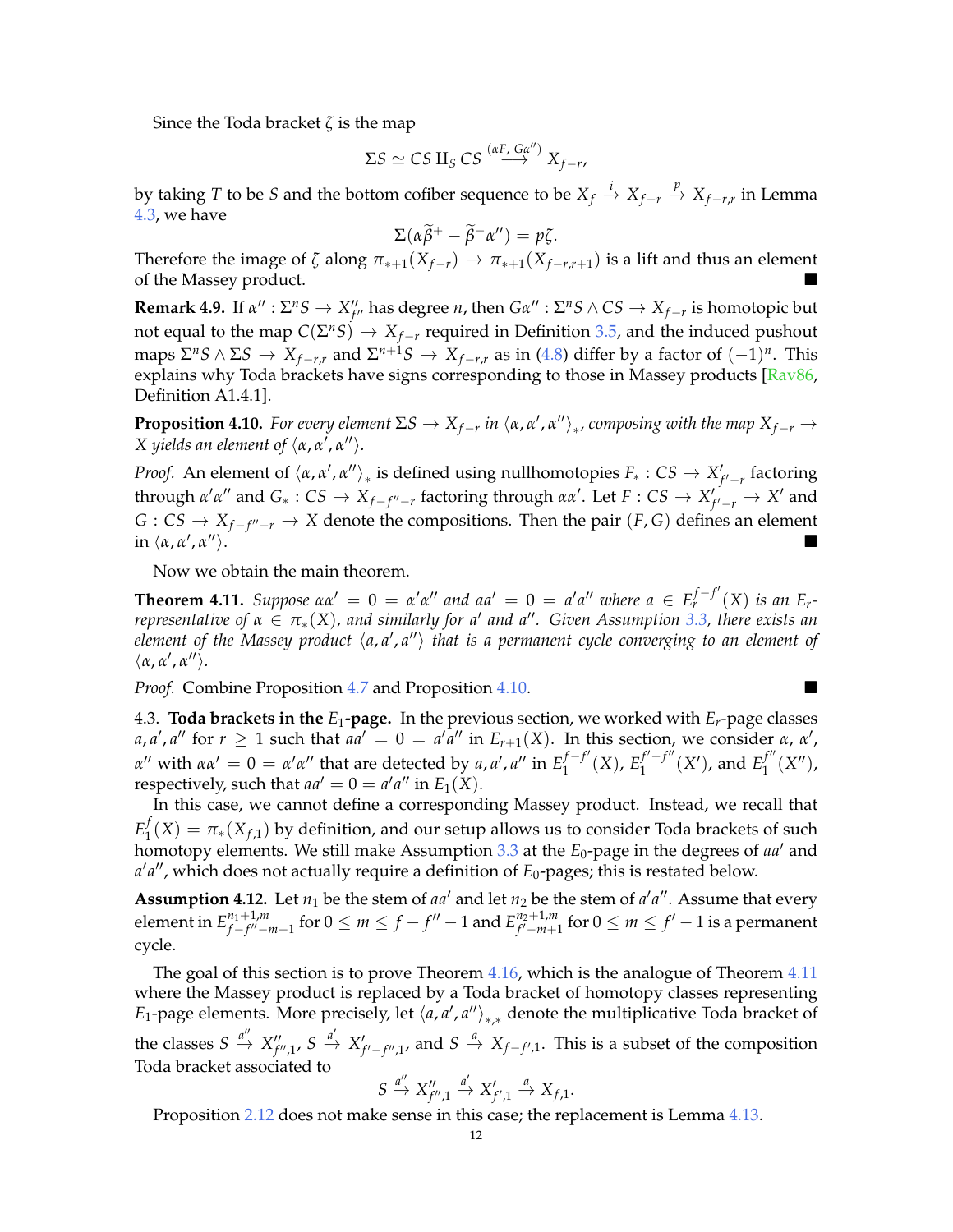Since the Toda bracket $\zeta$ is the map

$$\Sigma S \simeq CS \amalg_S CS \xrightarrow{(\alpha F,\, G\alpha'')} X_{f-r},$$

by taking $T$ to be $S$ and the bottom cofiber sequence to be $X_f \xrightarrow{i} X_{f-r} \xrightarrow{p} X_{f-r,r}$ in Lemma 4.3, we have

$$\Sigma(\alpha\widetilde{\beta}^+ - \widetilde{\beta}^-\alpha'') = p\zeta.$$

Therefore the image of $\zeta$ along $\pi_{*+1}(X_{f-r}) \to \pi_{*+1}(X_{f-r,r+1})$ is a lift and thus an element of the Massey product. ∎

**Remark 4.9.** If $\alpha'' : \Sigma^n S \to X''_{f''}$ has degree $n$, then $G\alpha'' : \Sigma^n S \wedge CS \to X_{f-r}$ is homotopic but not equal to the map $C(\Sigma^n S) \to X_{f-r}$ required in Definition 3.5, and the induced pushout maps $\Sigma^n S \wedge \Sigma S \to X_{f-r,r}$ and $\Sigma^{n+1} S \to X_{f-r,r}$ as in (4.8) differ by a factor of $(-1)^n$. This explains why Toda brackets have signs corresponding to those in Massey products [Rav86, Definition A1.4.1].

**Proposition 4.10.** *For every element $\Sigma S \to X_{f-r}$ in $\langle \alpha, \alpha', \alpha'' \rangle_*$, composing with the map $X_{f-r} \to X$ yields an element of $\langle \alpha, \alpha', \alpha'' \rangle$.*

*Proof.* An element of $\langle \alpha, \alpha', \alpha'' \rangle_*$ is defined using nullhomotopies $F_* : CS \to X'_{f'-r}$ factoring through $\alpha'\alpha''$ and $G_* : CS \to X_{f-f''-r}$ factoring through $\alpha\alpha'$. Let $F : CS \to X'_{f'-r} \to X'$ and $G : CS \to X_{f-f''-r} \to X$ denote the compositions. Then the pair $(F, G)$ defines an element in $\langle \alpha, \alpha', \alpha'' \rangle$. ∎

Now we obtain the main theorem.

**Theorem 4.11.** *Suppose $\alpha\alpha' = 0 = \alpha'\alpha''$ and $aa' = 0 = a'a''$ where $a \in E_r^{f-f'}(X)$ is an $E_r$-representative of $\alpha \in \pi_*(X)$, and similarly for $a'$ and $a''$. Given Assumption 3.3, there exists an element of the Massey product $\langle a, a', a'' \rangle$ that is a permanent cycle converging to an element of $\langle \alpha, \alpha', \alpha'' \rangle$.*

*Proof.* Combine Proposition 4.7 and Proposition 4.10. ∎

4.3. **Toda brackets in the $E_1$-page.** In the previous section, we worked with $E_r$-page classes $a, a', a''$ for $r \geq 1$ such that $aa' = 0 = a'a''$ in $E_{r+1}(X)$. In this section, we consider $\alpha$, $\alpha'$, $\alpha''$ with $\alpha\alpha' = 0 = \alpha'\alpha''$ that are detected by $a, a', a''$ in $E_1^{f-f'}(X)$, $E_1^{f'-f''}(X')$, and $E_1^{f''}(X'')$, respectively, such that $aa' = 0 = a'a''$ in $E_1(X)$.

In this case, we cannot define a corresponding Massey product. Instead, we recall that $E_1^f(X) = \pi_*(X_{f,1})$ by definition, and our setup allows us to consider Toda brackets of such homotopy elements. We still make Assumption 3.3 at the $E_0$-page in the degrees of $aa'$ and $a'a''$, which does not actually require a definition of $E_0$-pages; this is restated below.

**Assumption 4.12.** Let $n_1$ be the stem of $aa'$ and let $n_2$ be the stem of $a'a''$. Assume that every element in $E_{f-f''-m+1}^{n_1+1,m}$ for $0 \leq m \leq f - f'' - 1$ and $E_{f'-m+1}^{n_2+1,m}$ for $0 \leq m \leq f' - 1$ is a permanent cycle.

The goal of this section is to prove Theorem 4.16, which is the analogue of Theorem 4.11 where the Massey product is replaced by a Toda bracket of homotopy classes representing $E_1$-page elements. More precisely, let $\langle a, a', a'' \rangle_{*,*}$ denote the multiplicative Toda bracket of the classes $S \xrightarrow{a''} X''_{f'',1}$, $S \xrightarrow{a'} X'_{f'-f'',1}$, and $S \xrightarrow{a} X_{f-f',1}$. This is a subset of the composition Toda bracket associated to

$$S \xrightarrow{a''} X''_{f'',1} \xrightarrow{a'} X'_{f',1} \xrightarrow{a} X_{f,1}.$$

Proposition 2.12 does not make sense in this case; the replacement is Lemma 4.13.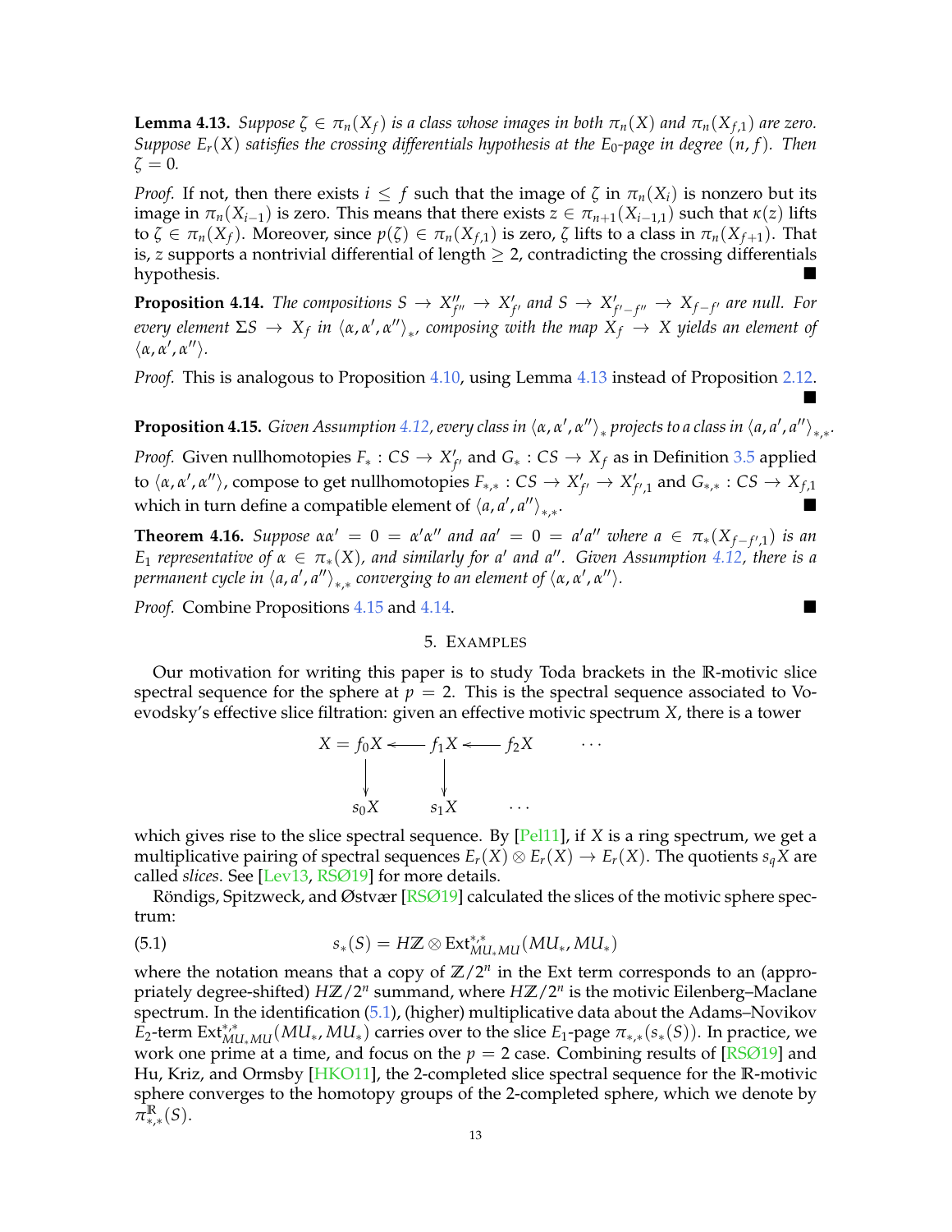**Lemma 4.13.** *Suppose $\zeta \in \pi_n(X_f)$ is a class whose images in both $\pi_n(X)$ and $\pi_n(X_{f,1})$ are zero. Suppose $E_r(X)$ satisfies the crossing differentials hypothesis at the $E_0$-page in degree $(n, f)$. Then $\zeta = 0$.*

*Proof.* If not, then there exists $i \leq f$ such that the image of $\zeta$ in $\pi_n(X_i)$ is nonzero but its image in $\pi_n(X_{i-1})$ is zero. This means that there exists $z \in \pi_{n+1}(X_{i-1,1})$ such that $\kappa(z)$ lifts to $\zeta \in \pi_n(X_f)$. Moreover, since $p(\zeta) \in \pi_n(X_{f,1})$ is zero, $\zeta$ lifts to a class in $\pi_n(X_{f+1})$. That is, $z$ supports a nontrivial differential of length $\geq 2$, contradicting the crossing differentials hypothesis. ∎

**Proposition 4.14.** *The compositions $S \to X''_{f''} \to X'_{f'}$ and $S \to X'_{f'-f''} \to X_{f-f'}$ are null. For every element $\Sigma S \to X_f$ in $\langle \alpha, \alpha', \alpha'' \rangle_*$, composing with the map $X_f \to X$ yields an element of $\langle \alpha, \alpha', \alpha'' \rangle$.*

*Proof.* This is analogous to Proposition 4.10, using Lemma 4.13 instead of Proposition 2.12. ∎

**Proposition 4.15.** *Given Assumption 4.12, every class in $\langle \alpha, \alpha', \alpha'' \rangle_*$ projects to a class in $\langle a, a', a'' \rangle_{*,*}$.*

*Proof.* Given nullhomotopies $F_* : CS \to X'_{f'}$ and $G_* : CS \to X_f$ as in Definition 3.5 applied to $\langle \alpha, \alpha', \alpha'' \rangle$, compose to get nullhomotopies $F_{*,*} : CS \to X'_{f'} \to X'_{f',1}$ and $G_{*,*} : CS \to X_{f,1}$ which in turn define a compatible element of $\langle a, a', a'' \rangle_{*,*}$. ∎

**Theorem 4.16.** *Suppose $\alpha\alpha' = 0 = \alpha'\alpha''$ and $aa' = 0 = a'a''$ where $a \in \pi_*(X_{f-f',1})$ is an $E_1$ representative of $\alpha \in \pi_*(X)$, and similarly for $a'$ and $a''$. Given Assumption 4.12, there is a permanent cycle in $\langle a, a', a'' \rangle_{*,*}$ converging to an element of $\langle \alpha, \alpha', \alpha'' \rangle$.*

*Proof.* Combine Propositions 4.15 and 4.14. ∎

## 5. Examples

Our motivation for writing this paper is to study Toda brackets in the $\mathbb{R}$-motivic slice spectral sequence for the sphere at $p = 2$. This is the spectral sequence associated to Voevodsky's effective slice filtration: given an effective motivic spectrum $X$, there is a tower

$$
\begin{array}{ccccc}
X = f_0X & \longleftarrow & f_1X & \longleftarrow & f_2X \qquad \cdots \\
\downarrow & & \downarrow & & \\
s_0X & & s_1X & & \cdots
\end{array}
$$

which gives rise to the slice spectral sequence. By [Pel11], if $X$ is a ring spectrum, we get a multiplicative pairing of spectral sequences $E_r(X) \otimes E_r(X) \to E_r(X)$. The quotients $s_qX$ are called *slices*. See [Lev13, RSØ19] for more details.

Röndigs, Spitzweck, and Østvær [RSØ19] calculated the slices of the motivic sphere spectrum:

$$
s_*(S) = H\mathbb{Z} \otimes \mathrm{Ext}^{*,*}_{MU_*MU}(MU_*, MU_*) \tag{5.1}
$$

where the notation means that a copy of $\mathbb{Z}/2^n$ in the Ext term corresponds to an (appropriately degree-shifted) $H\mathbb{Z}/2^n$ summand, where $H\mathbb{Z}/2^n$ is the motivic Eilenberg–Maclane spectrum. In the identification (5.1), (higher) multiplicative data about the Adams–Novikov $E_2$-term $\mathrm{Ext}^{*,*}_{MU_*MU}(MU_*, MU_*)$ carries over to the slice $E_1$-page $\pi_{*,*}(s_*(S))$. In practice, we work one prime at a time, and focus on the $p = 2$ case. Combining results of [RSØ19] and Hu, Kriz, and Ormsby [HKO11], the 2-completed slice spectral sequence for the $\mathbb{R}$-motivic sphere converges to the homotopy groups of the 2-completed sphere, which we denote by $\pi^{\mathbb{R}}_{*,*}(S)$.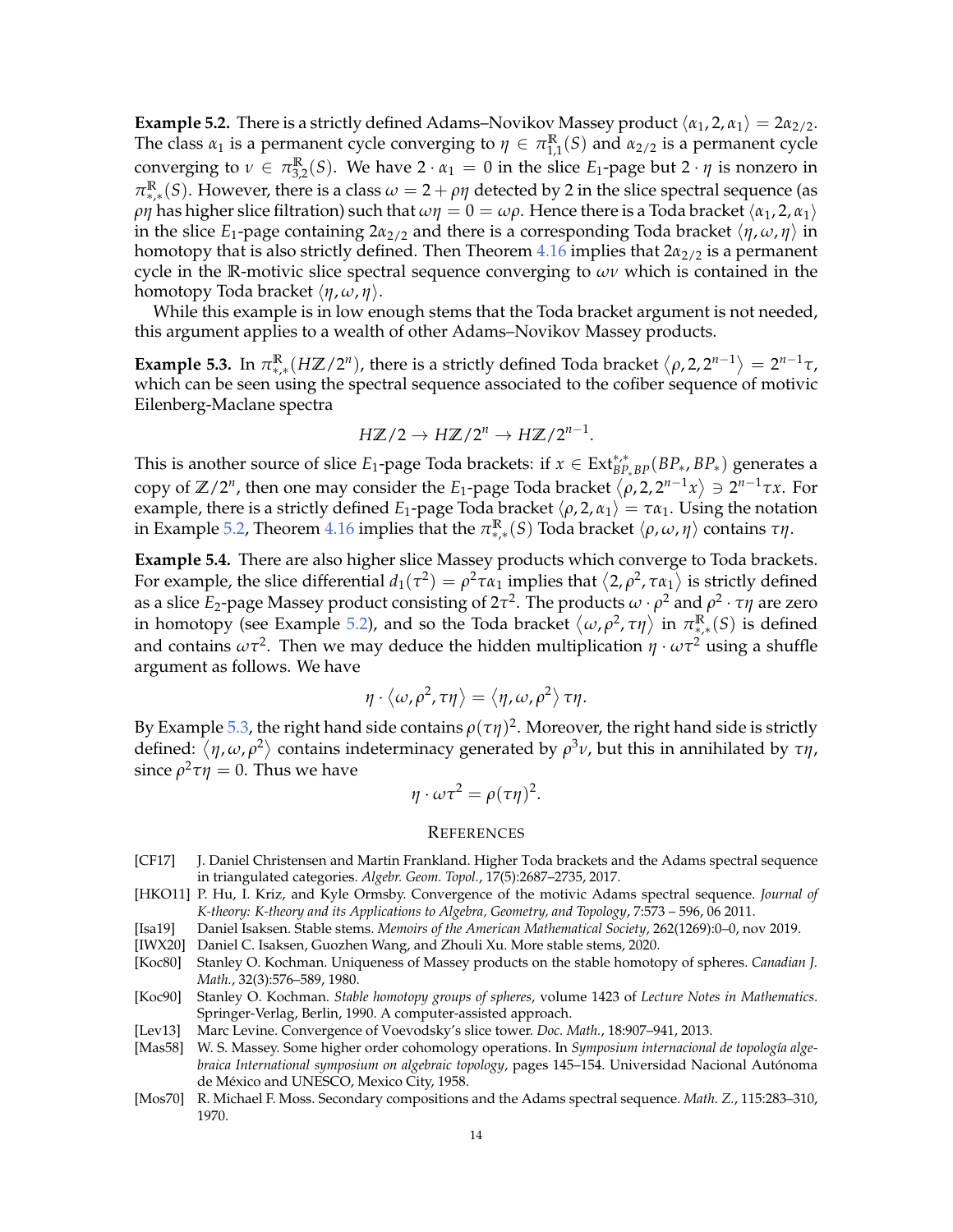**Example 5.2.** There is a strictly defined Adams–Novikov Massey product $\langle \alpha_1, 2, \alpha_1 \rangle = 2\alpha_{2/2}$. The class $\alpha_1$ is a permanent cycle converging to $\eta \in \pi^{\mathbb{R}}_{1,1}(S)$ and $\alpha_{2/2}$ is a permanent cycle converging to $\nu \in \pi^{\mathbb{R}}_{3,2}(S)$. We have $2 \cdot \alpha_1 = 0$ in the slice $E_1$-page but $2 \cdot \eta$ is nonzero in $\pi^{\mathbb{R}}_{*,*}(S)$. However, there is a class $\omega = 2 + \rho\eta$ detected by 2 in the slice spectral sequence (as $\rho\eta$ has higher slice filtration) such that $\omega\eta = 0 = \omega\rho$. Hence there is a Toda bracket $\langle \alpha_1, 2, \alpha_1 \rangle$ in the slice $E_1$-page containing $2\alpha_{2/2}$ and there is a corresponding Toda bracket $\langle \eta, \omega, \eta \rangle$ in homotopy that is also strictly defined. Then Theorem 4.16 implies that $2\alpha_{2/2}$ is a permanent cycle in the $\mathbb{R}$-motivic slice spectral sequence converging to $\omega\nu$ which is contained in the homotopy Toda bracket $\langle \eta, \omega, \eta \rangle$.

While this example is in low enough stems that the Toda bracket argument is not needed, this argument applies to a wealth of other Adams–Novikov Massey products.

**Example 5.3.** In $\pi^{\mathbb{R}}_{*,*}(H\mathbb{Z}/2^n)$, there is a strictly defined Toda bracket $\langle \rho, 2, 2^{n-1} \rangle = 2^{n-1}\tau$, which can be seen using the spectral sequence associated to the cofiber sequence of motivic Eilenberg-Maclane spectra

$$H\mathbb{Z}/2 \to H\mathbb{Z}/2^n \to H\mathbb{Z}/2^{n-1}.$$

This is another source of slice $E_1$-page Toda brackets: if $x \in \mathrm{Ext}^{*,*}_{BP_*BP}(BP_*, BP_*)$ generates a copy of $\mathbb{Z}/2^n$, then one may consider the $E_1$-page Toda bracket $\langle \rho, 2, 2^{n-1}x \rangle \ni 2^{n-1}\tau x$. For example, there is a strictly defined $E_1$-page Toda bracket $\langle \rho, 2, \alpha_1 \rangle = \tau\alpha_1$. Using the notation in Example 5.2, Theorem 4.16 implies that the $\pi^{\mathbb{R}}_{*,*}(S)$ Toda bracket $\langle \rho, \omega, \eta \rangle$ contains $\tau\eta$.

**Example 5.4.** There are also higher slice Massey products which converge to Toda brackets. For example, the slice differential $d_1(\tau^2) = \rho^2\tau\alpha_1$ implies that $\langle 2, \rho^2, \tau\alpha_1 \rangle$ is strictly defined as a slice $E_2$-page Massey product consisting of $2\tau^2$. The products $\omega \cdot \rho^2$ and $\rho^2 \cdot \tau\eta$ are zero in homotopy (see Example 5.2), and so the Toda bracket $\langle \omega, \rho^2, \tau\eta \rangle$ in $\pi^{\mathbb{R}}_{*,*}(S)$ is defined and contains $\omega\tau^2$. Then we may deduce the hidden multiplication $\eta \cdot \omega\tau^2$ using a shuffle argument as follows. We have

$$\eta \cdot \langle \omega, \rho^2, \tau\eta \rangle = \langle \eta, \omega, \rho^2 \rangle \tau\eta.$$

By Example 5.3, the right hand side contains $\rho(\tau\eta)^2$. Moreover, the right hand side is strictly defined: $\langle \eta, \omega, \rho^2 \rangle$ contains indeterminacy generated by $\rho^3\nu$, but this in annihilated by $\tau\eta$, since $\rho^2\tau\eta = 0$. Thus we have

$$\eta \cdot \omega\tau^2 = \rho(\tau\eta)^2.$$

## References

[CF17] J. Daniel Christensen and Martin Frankland. Higher Toda brackets and the Adams spectral sequence in triangulated categories. *Algebr. Geom. Topol.*, 17(5):2687–2735, 2017.

[HKO11] P. Hu, I. Kriz, and Kyle Ormsby. Convergence of the motivic Adams spectral sequence. *Journal of K-theory: K-theory and its Applications to Algebra, Geometry, and Topology*, 7:573 – 596, 06 2011.

[Isa19] Daniel Isaksen. Stable stems. *Memoirs of the American Mathematical Society*, 262(1269):0–0, nov 2019.

[IWX20] Daniel C. Isaksen, Guozhen Wang, and Zhouli Xu. More stable stems, 2020.

[Koc80] Stanley O. Kochman. Uniqueness of Massey products on the stable homotopy of spheres. *Canadian J. Math.*, 32(3):576–589, 1980.

[Koc90] Stanley O. Kochman. *Stable homotopy groups of spheres*, volume 1423 of *Lecture Notes in Mathematics*. Springer-Verlag, Berlin, 1990. A computer-assisted approach.

[Lev13] Marc Levine. Convergence of Voevodsky's slice tower. *Doc. Math.*, 18:907–941, 2013.

[Mas58] W. S. Massey. Some higher order cohomology operations. In *Symposium internacional de topología algebraica International symposium on algebraic topology*, pages 145–154. Universidad Nacional Autónoma de México and UNESCO, Mexico City, 1958.

[Mos70] R. Michael F. Moss. Secondary compositions and the Adams spectral sequence. *Math. Z.*, 115:283–310, 1970.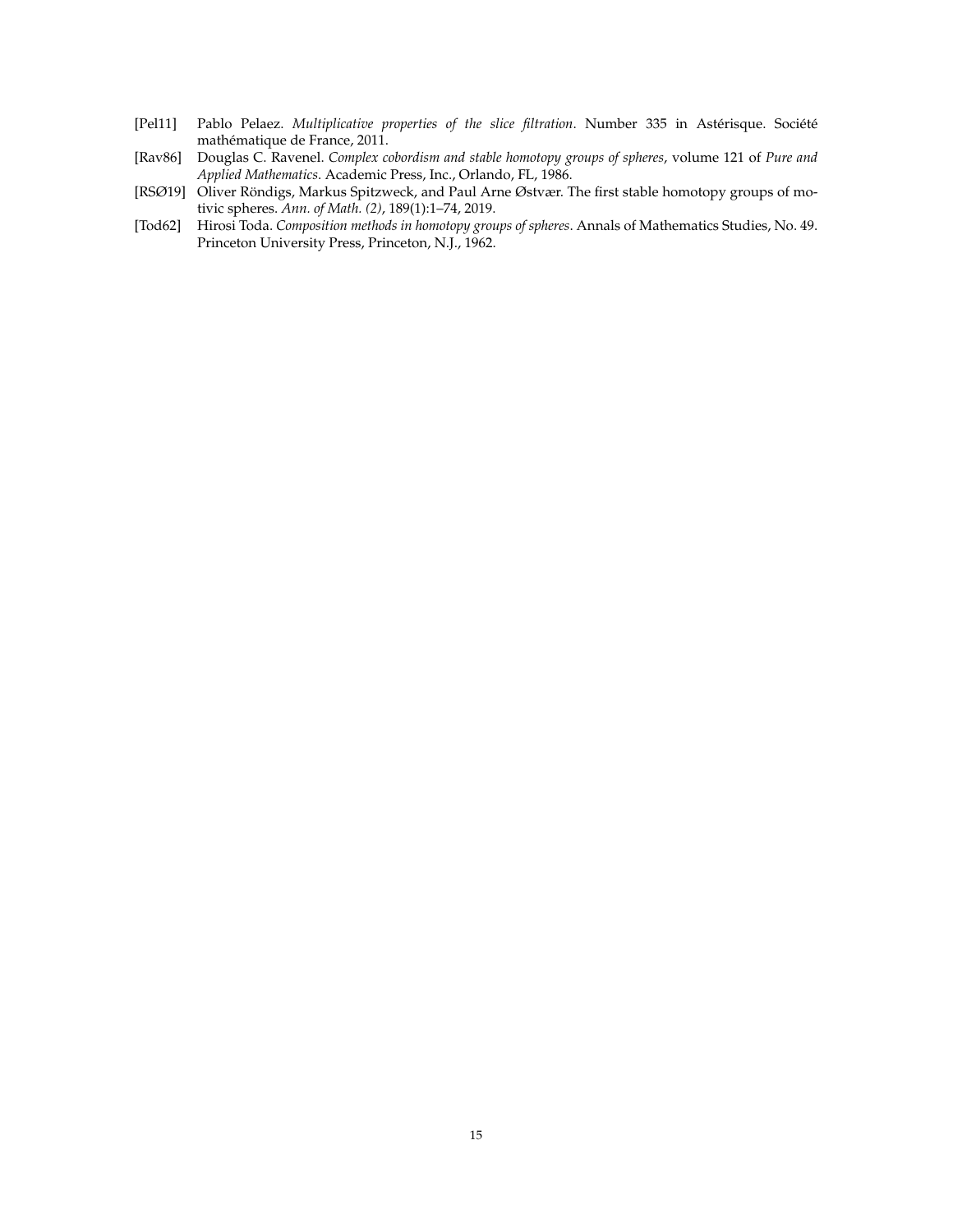- [Pel11] Pablo Pelaez. *Multiplicative properties of the slice filtration*. Number 335 in Astérisque. Société mathématique de France, 2011.
- [Rav86] Douglas C. Ravenel. *Complex cobordism and stable homotopy groups of spheres*, volume 121 of *Pure and Applied Mathematics*. Academic Press, Inc., Orlando, FL, 1986.
- [RSØ19] Oliver Röndigs, Markus Spitzweck, and Paul Arne Østvær. The first stable homotopy groups of motivic spheres. *Ann. of Math. (2)*, 189(1):1–74, 2019.
- [Tod62] Hirosi Toda. *Composition methods in homotopy groups of spheres*. Annals of Mathematics Studies, No. 49. Princeton University Press, Princeton, N.J., 1962.